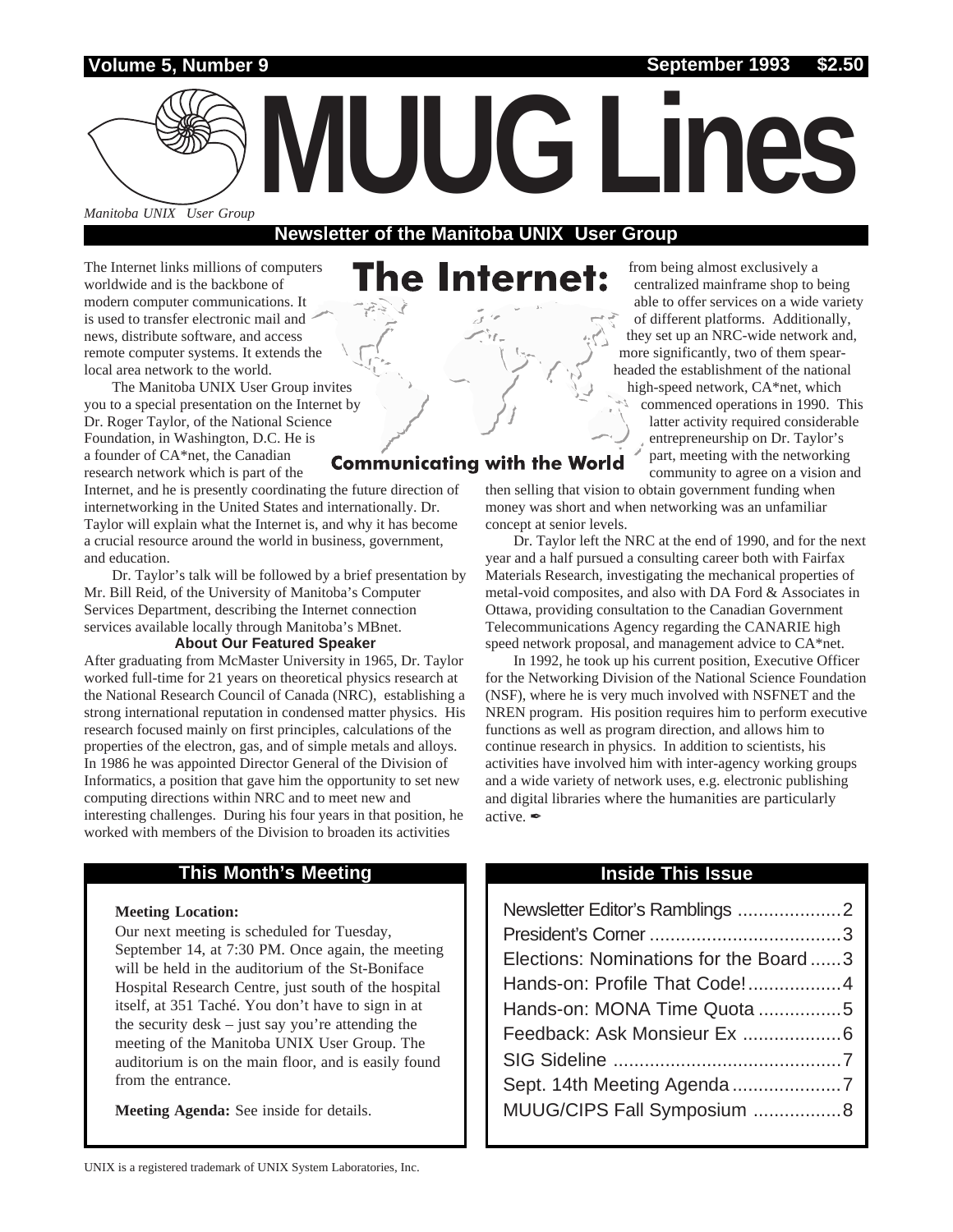Volume 5, Number 9 — September 1993 — $2.50

# MUUG Lines

*Manitoba UNIX User Group*

**Newsletter of the Manitoba UNIX User Group**

## The Internet: Communicating with the World

The Internet links millions of computers worldwide and is the backbone of modern computer communications. It is used to transfer electronic mail and news, distribute software, and access remote computer systems. It extends the local area network to the world.

The Manitoba UNIX User Group invites you to a special presentation on the Internet by Dr. Roger Taylor, of the National Science Foundation, in Washington, D.C. He is a founder of CA*net, the Canadian research network which is part of the Internet, and he is presently coordinating the future direction of internetworking in the United States and internationally. Dr. Taylor will explain what the Internet is, and why it has become a crucial resource around the world in business, government, and education.

Dr. Taylor's talk will be followed by a brief presentation by Mr. Bill Reid, of the University of Manitoba's Computer Services Department, describing the Internet connection services available locally through Manitoba's MBnet.

### About Our Featured Speaker

After graduating from McMaster University in 1965, Dr. Taylor worked full-time for 21 years on theoretical physics research at the National Research Council of Canada (NRC), establishing a strong international reputation in condensed matter physics. His research focused mainly on first principles, calculations of the properties of the electron, gas, and of simple metals and alloys. In 1986 he was appointed Director General of the Division of Informatics, a position that gave him the opportunity to set new computing directions within NRC and to meet new and interesting challenges. During his four years in that position, he worked with members of the Division to broaden its activities from being almost exclusively a centralized mainframe shop to being able to offer services on a wide variety of different platforms. Additionally, they set up an NRC-wide network and, more significantly, two of them spear-headed the establishment of the national high-speed network, CA*net, which commenced operations in 1990. This latter activity required considerable entrepreneurship on Dr. Taylor's part, meeting with the networking community to agree on a vision and then selling that vision to obtain government funding when money was short and when networking was an unfamiliar concept at senior levels.

Dr. Taylor left the NRC at the end of 1990, and for the next year and a half pursued a consulting career both with Fairfax Materials Research, investigating the mechanical properties of metal-void composites, and also with DA Ford & Associates in Ottawa, providing consultation to the Canadian Government Telecommunications Agency regarding the CANARIE high speed network proposal, and management advice to CA*net.

In 1992, he took up his current position, Executive Officer for the Networking Division of the National Science Foundation (NSF), where he is very much involved with NSFNET and the NREN program. His position requires him to perform executive functions as well as program direction, and allows him to continue research in physics. In addition to scientists, his activities have involved him with inter-agency working groups and a wide variety of network uses, e.g. electronic publishing and digital libraries where the humanities are particularly active. ✒

## This Month's Meeting

**Meeting Location:**
Our next meeting is scheduled for Tuesday, September 14, at 7:30 PM. Once again, the meeting will be held in the auditorium of the St-Boniface Hospital Research Centre, just south of the hospital itself, at 351 Taché. You don't have to sign in at the security desk – just say you're attending the meeting of the Manitoba UNIX User Group. The auditorium is on the main floor, and is easily found from the entrance.

**Meeting Agenda:** See inside for details.

## Inside This Issue

| | |
|---|---|
| Newsletter Editor's Ramblings | 2 |
| President's Corner | 3 |
| Elections: Nominations for the Board | 3 |
| Hands-on: Profile That Code! | 4 |
| Hands-on: MONA Time Quota | 5 |
| Feedback: Ask Monsieur Ex | 6 |
| SIG Sideline | 7 |
| Sept. 14th Meeting Agenda | 7 |
| MUUG/CIPS Fall Symposium | 8 |

UNIX is a registered trademark of UNIX System Laboratories, Inc.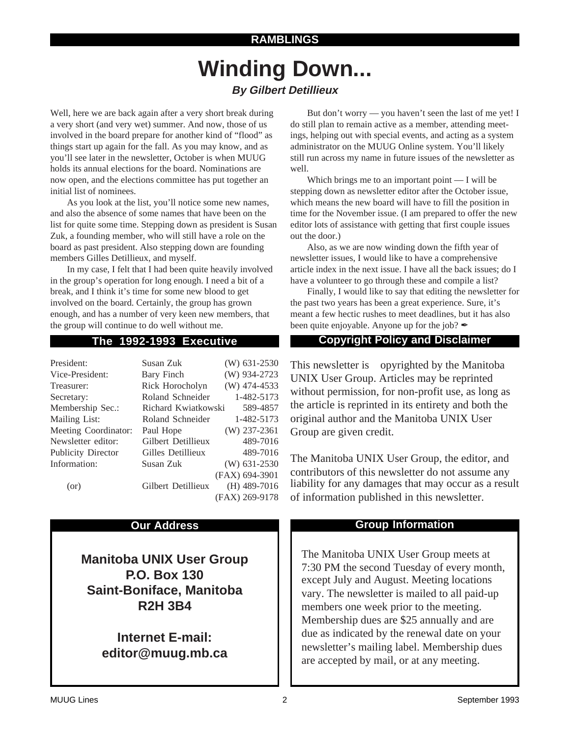RAMBLINGS

# Winding Down...

***By Gilbert Detillieux***

Well, here we are back again after a very short break during a very short (and very wet) summer. And now, those of us involved in the board prepare for another kind of "flood" as things start up again for the fall. As you may know, and as you'll see later in the newsletter, October is when MUUG holds its annual elections for the board. Nominations are now open, and the elections committee has put together an initial list of nominees.

As you look at the list, you'll notice some new names, and also the absence of some names that have been on the list for quite some time. Stepping down as president is Susan Zuk, a founding member, who will still have a role on the board as past president. Also stepping down are founding members Gilles Detillieux, and myself.

In my case, I felt that I had been quite heavily involved in the group's operation for long enough. I need a bit of a break, and I think it's time for some new blood to get involved on the board. Certainly, the group has grown enough, and has a number of very keen new members, that the group will continue to do well without me.

But don't worry — you haven't seen the last of me yet! I do still plan to remain active as a member, attending meetings, helping out with special events, and acting as a system administrator on the MUUG Online system. You'll likely still run across my name in future issues of the newsletter as well.

Which brings me to an important point — I will be stepping down as newsletter editor after the October issue, which means the new board will have to fill the position in time for the November issue. (I am prepared to offer the new editor lots of assistance with getting that first couple issues out the door.)

Also, as we are now winding down the fifth year of newsletter issues, I would like to have a comprehensive article index in the next issue. I have all the back issues; do I have a volunteer to go through these and compile a list?

Finally, I would like to say that editing the newsletter for the past two years has been a great experience. Sure, it's meant a few hectic rushes to meet deadlines, but it has also been quite enjoyable. Anyone up for the job? ✒

## The 1992-1993 Executive

| | | |
|---|---|---|
| President: | Susan Zuk | (W) 631-2530 |
| Vice-President: | Bary Finch | (W) 934-2723 |
| Treasurer: | Rick Horocholyn | (W) 474-4533 |
| Secretary: | Roland Schneider | 1-482-5173 |
| Membership Sec.: | Richard Kwiatkowski | 589-4857 |
| Mailing List: | Roland Schneider | 1-482-5173 |
| Meeting Coordinator: | Paul Hope | (W) 237-2361 |
| Newsletter editor: | Gilbert Detillieux | 489-7016 |
| Publicity Director | Gilles Detillieux | 489-7016 |
| Information: | Susan Zuk | (W) 631-2530 |
| | | (FAX) 694-3901 |
| (or) | Gilbert Detillieux | (H) 489-7016 |
| | | (FAX) 269-9178 |

## Copyright Policy and Disclaimer

This newsletter is opyrighted by the Manitoba UNIX User Group. Articles may be reprinted without permission, for non-profit use, as long as the article is reprinted in its entirety and both the original author and the Manitoba UNIX User Group are given credit.

The Manitoba UNIX User Group, the editor, and contributors of this newsletter do not assume any liability for any damages that may occur as a result of information published in this newsletter.

## Our Address

**Manitoba UNIX User Group**
**P.O. Box 130**
**Saint-Boniface, Manitoba**
**R2H 3B4**

**Internet E-mail:**
**editor@muug.mb.ca**

## Group Information

The Manitoba UNIX User Group meets at 7:30 PM the second Tuesday of every month, except July and August. Meeting locations vary. The newsletter is mailed to all paid-up members one week prior to the meeting. Membership dues are $25 annually and are due as indicated by the renewal date on your newsletter's mailing label. Membership dues are accepted by mail, or at any meeting.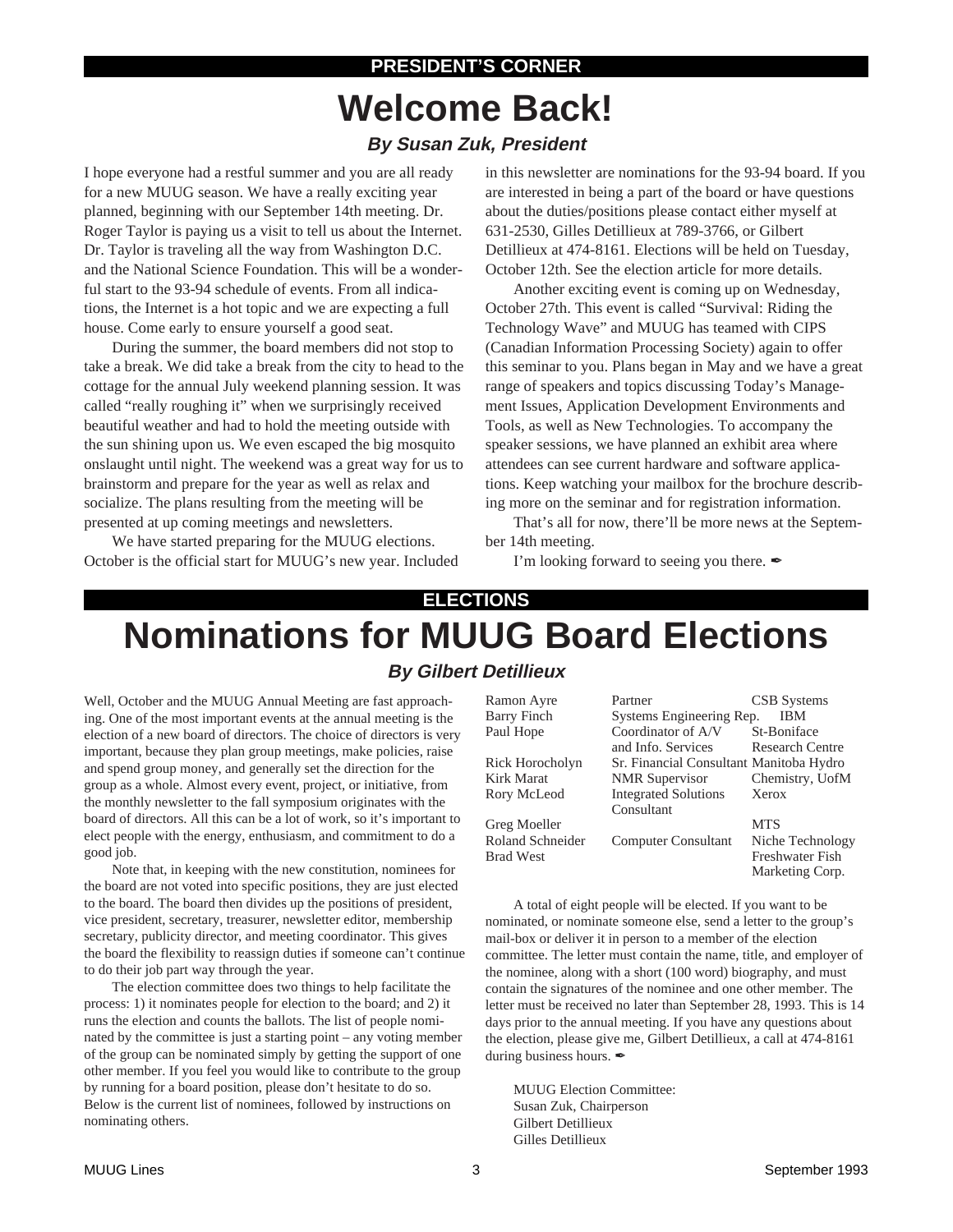PRESIDENT'S CORNER

# Welcome Back!

### *By Susan Zuk, President*

I hope everyone had a restful summer and you are all ready for a new MUUG season. We have a really exciting year planned, beginning with our September 14th meeting. Dr. Roger Taylor is paying us a visit to tell us about the Internet. Dr. Taylor is traveling all the way from Washington D.C. and the National Science Foundation. This will be a wonderful start to the 93-94 schedule of events. From all indications, the Internet is a hot topic and we are expecting a full house. Come early to ensure yourself a good seat.

During the summer, the board members did not stop to take a break. We did take a break from the city to head to the cottage for the annual July weekend planning session. It was called "really roughing it" when we surprisingly received beautiful weather and had to hold the meeting outside with the sun shining upon us. We even escaped the big mosquito onslaught until night. The weekend was a great way for us to brainstorm and prepare for the year as well as relax and socialize. The plans resulting from the meeting will be presented at up coming meetings and newsletters.

We have started preparing for the MUUG elections. October is the official start for MUUG's new year. Included in this newsletter are nominations for the 93-94 board. If you are interested in being a part of the board or have questions about the duties/positions please contact either myself at 631-2530, Gilles Detillieux at 789-3766, or Gilbert Detillieux at 474-8161. Elections will be held on Tuesday, October 12th. See the election article for more details.

Another exciting event is coming up on Wednesday, October 27th. This event is called "Survival: Riding the Technology Wave" and MUUG has teamed with CIPS (Canadian Information Processing Society) again to offer this seminar to you. Plans began in May and we have a great range of speakers and topics discussing Today's Management Issues, Application Development Environments and Tools, as well as New Technologies. To accompany the speaker sessions, we have planned an exhibit area where attendees can see current hardware and software applications. Keep watching your mailbox for the brochure describing more on the seminar and for registration information.

That's all for now, there'll be more news at the September 14th meeting.

I'm looking forward to seeing you there. ✒

ELECTIONS

# Nominations for MUUG Board Elections

### *By Gilbert Detillieux*

Well, October and the MUUG Annual Meeting are fast approaching. One of the most important events at the annual meeting is the election of a new board of directors. The choice of directors is very important, because they plan group meetings, make policies, raise and spend group money, and generally set the direction for the group as a whole. Almost every event, project, or initiative, from the monthly newsletter to the fall symposium originates with the board of directors. All this can be a lot of work, so it's important to elect people with the energy, enthusiasm, and commitment to do a good job.

Note that, in keeping with the new constitution, nominees for the board are not voted into specific positions, they are just elected to the board. The board then divides up the positions of president, vice president, secretary, treasurer, newsletter editor, membership secretary, publicity director, and meeting coordinator. This gives the board the flexibility to reassign duties if someone can't continue to do their job part way through the year.

The election committee does two things to help facilitate the process: 1) it nominates people for election to the board; and 2) it runs the election and counts the ballots. The list of people nominated by the committee is just a starting point – any voting member of the group can be nominated simply by getting the support of one other member. If you feel you would like to contribute to the group by running for a board position, please don't hesitate to do so. Below is the current list of nominees, followed by instructions on nominating others.

| Name | Title | Employer |
|---|---|---|
| Ramon Ayre | Partner | CSB Systems |
| Barry Finch | Systems Engineering Rep. | IBM |
| Paul Hope | Coordinator of A/V and Info. Services | St-Boniface Research Centre |
| Rick Horocholyn | Sr. Financial Consultant | Manitoba Hydro |
| Kirk Marat | NMR Supervisor | Chemistry, UofM |
| Rory McLeod | Integrated Solutions Consultant | Xerox |
| Greg Moeller | | MTS |
| Roland Schneider | Computer Consultant | Niche Technology |
| Brad West | | Freshwater Fish Marketing Corp. |

A total of eight people will be elected. If you want to be nominated, or nominate someone else, send a letter to the group's mail-box or deliver it in person to a member of the election committee. The letter must contain the name, title, and employer of the nominee, along with a short (100 word) biography, and must contain the signatures of the nominee and one other member. The letter must be received no later than September 28, 1993. This is 14 days prior to the annual meeting. If you have any questions about the election, please give me, Gilbert Detillieux, a call at 474-8161 during business hours. ✒

MUUG Election Committee:
Susan Zuk, Chairperson
Gilbert Detillieux
Gilles Detillieux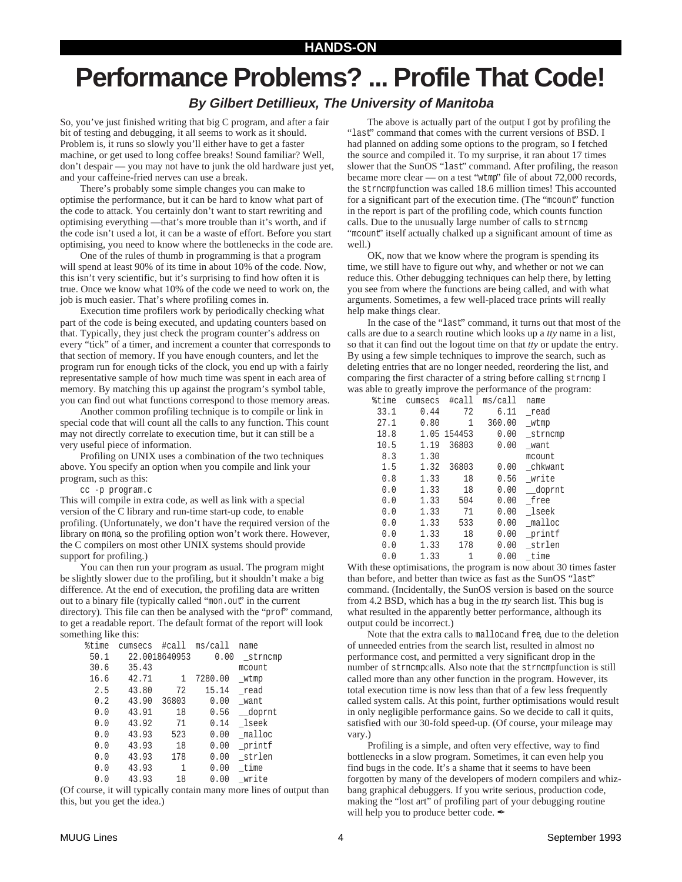HANDS-ON

# Performance Problems? ... Profile That Code!

### *By Gilbert Detillieux, The University of Manitoba*

So, you've just finished writing that big C program, and after a fair bit of testing and debugging, it all seems to work as it should. Problem is, it runs so slowly you'll either have to get a faster machine, or get used to long coffee breaks! Sound familiar? Well, don't despair — you may not have to junk the old hardware just yet, and your caffeine-fried nerves can use a break.

There's probably some simple changes you can make to optimise the performance, but it can be hard to know what part of the code to attack. You certainly don't want to start rewriting and optimising everything —that's more trouble than it's worth, and if the code isn't used a lot, it can be a waste of effort. Before you start optimising, you need to know where the bottlenecks in the code are.

One of the rules of thumb in programming is that a program will spend at least 90% of its time in about 10% of the code. Now, this isn't very scientific, but it's surprising to find how often it is true. Once we know what 10% of the code we need to work on, the job is much easier. That's where profiling comes in.

Execution time profilers work by periodically checking what part of the code is being executed, and updating counters based on that. Typically, they just check the program counter's address on every "tick" of a timer, and increment a counter that corresponds to that section of memory. If you have enough counters, and let the program run for enough ticks of the clock, you end up with a fairly representative sample of how much time was spent in each area of memory. By matching this up against the program's symbol table, you can find out what functions correspond to those memory areas.

Another common profiling technique is to compile or link in special code that will count all the calls to any function. This count may not directly correlate to execution time, but it can still be a very useful piece of information.

Profiling on UNIX uses a combination of the two techniques above. You specify an option when you compile and link your program, such as this:

```
cc -p program.c
```

This will compile in extra code, as well as link with a special version of the C library and run-time start-up code, to enable profiling. (Unfortunately, we don't have the required version of the library on `mona`, so the profiling option won't work there. However, the C compilers on most other UNIX systems should provide support for profiling.)

You can then run your program as usual. The program might be slightly slower due to the profiling, but it shouldn't make a big difference. At the end of execution, the profiling data are written out to a binary file (typically called "`mon.out`" in the current directory). This file can then be analysed with the "`prof`" command, to get a readable report. The default format of the report will look something like this:

```
 %time  cumsecs  #call  ms/call  name
  50.1    22.0018640953     0.00  _strncmp
  30.6    35.43                  mcount
  16.6    42.71      1  7280.00  _wtmp
   2.5    43.80     72    15.14  _read
   0.2    43.90  36803     0.00  _want
   0.0    43.91     18     0.56  __doprnt
   0.0    43.92     71     0.14  _lseek
   0.0    43.93    523     0.00  _malloc
   0.0    43.93     18     0.00  _printf
   0.0    43.93    178     0.00  _strlen
   0.0    43.93      1     0.00  _time
   0.0    43.93     18     0.00  _write
```

(Of course, it will typically contain many more lines of output than this, but you get the idea.)

The above is actually part of the output I got by profiling the "`last`" command that comes with the current versions of BSD. I had planned on adding some options to the program, so I fetched the source and compiled it. To my surprise, it ran about 17 times slower that the SunOS "`last`" command. After profiling, the reason became more clear — on a test "`wtmp`" file of about 72,000 records, the `strncmp` function was called 18.6 million times! This accounted for a significant part of the execution time. (The "`mcount`" function in the report is part of the profiling code, which counts function calls. Due to the unusually large number of calls to `strncmp`, "`mcount`" itself actually chalked up a significant amount of time as well.)

OK, now that we know where the program is spending its time, we still have to figure out why, and whether or not we can reduce this. Other debugging techniques can help there, by letting you see from where the functions are being called, and with what arguments. Sometimes, a few well-placed trace prints will really help make things clear.

In the case of the "`last`" command, it turns out that most of the calls are due to a search routine which looks up a *tty* name in a list, so that it can find out the logout time on that *tty* or update the entry. By using a few simple techniques to improve the search, such as deleting entries that are no longer needed, reordering the list, and comparing the first character of a string before calling `strncmp`, I was able to greatly improve the performance of the program:

```
 %time  cumsecs  #call  ms/call  name
  33.1     0.44     72     6.11  _read
  27.1     0.80      1   360.00  _wtmp
  18.8     1.05 154453     0.00  _strncmp
  10.5     1.19  36803     0.00  _want
   8.3     1.30                  mcount
   1.5     1.32  36803     0.00  _chkwant
   0.8     1.33     18     0.56  _write
   0.0     1.33     18     0.00  __doprnt
   0.0     1.33    504     0.00  _free
   0.0     1.33     71     0.00  _lseek
   0.0     1.33    533     0.00  _malloc
   0.0     1.33     18     0.00  _printf
   0.0     1.33    178     0.00  _strlen
   0.0     1.33      1     0.00  _time
```

With these optimisations, the program is now about 30 times faster than before, and better than twice as fast as the SunOS "`last`" command. (Incidentally, the SunOS version is based on the source from 4.2 BSD, which has a bug in the *tty* search list. This bug is what resulted in the apparently better performance, although its output could be incorrect.)

Note that the extra calls to `malloc` and `free`, due to the deletion of unneeded entries from the search list, resulted in almost no performance cost, and permitted a very significant drop in the number of `strncmp` calls. Also note that the `strncmp` function is still called more than any other function in the program. However, its total execution time is now less than that of a few less frequently called system calls. At this point, further optimisations would result in only negligible performance gains. So we decide to call it quits, satisfied with our 30-fold speed-up. (Of course, your mileage may vary.)

Profiling is a simple, and often very effective, way to find bottlenecks in a slow program. Sometimes, it can even help you find bugs in the code. It's a shame that it seems to have been forgotten by many of the developers of modern compilers and whiz-bang graphical debuggers. If you write serious, production code, making the "lost art" of profiling part of your debugging routine will help you to produce better code. ✒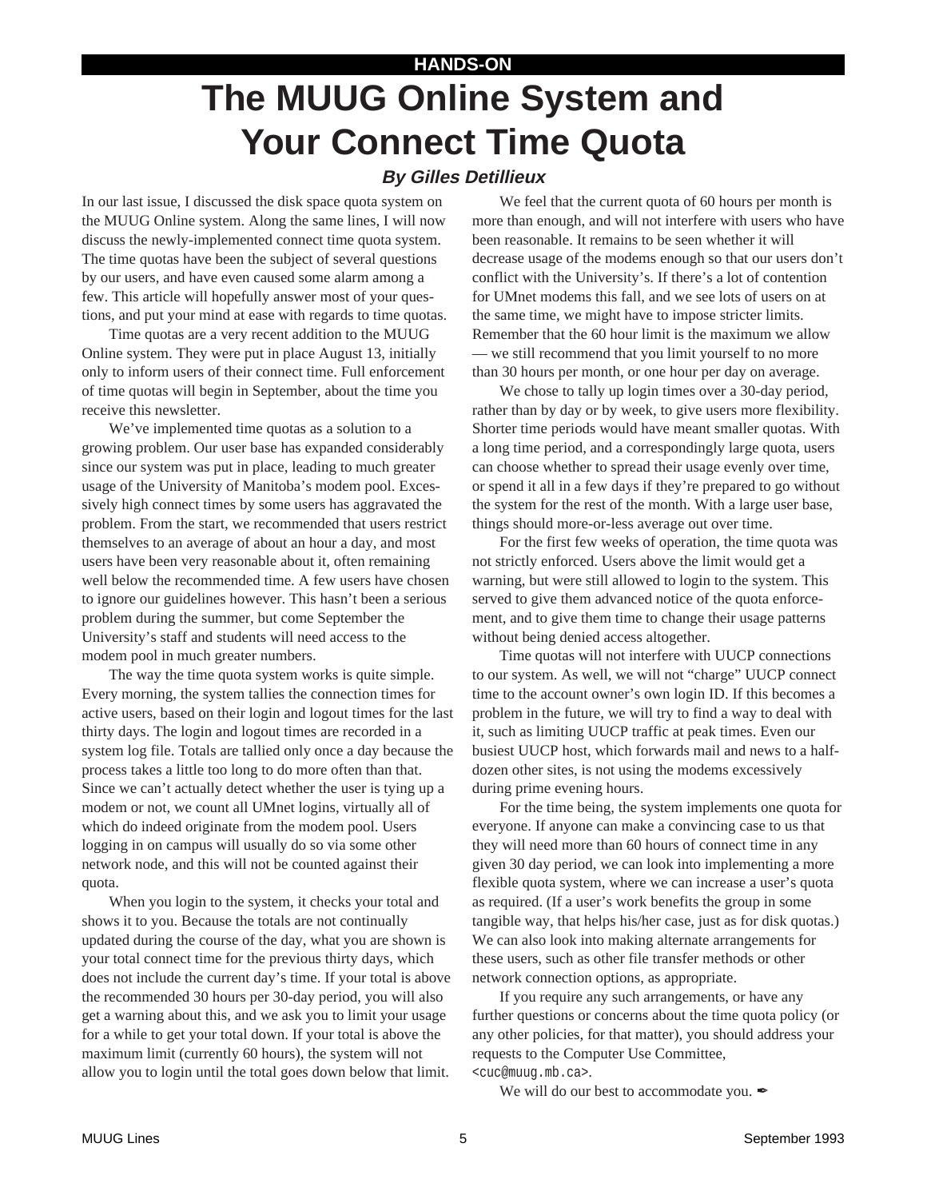HANDS-ON

# The MUUG Online System and Your Connect Time Quota

### *By Gilles Detillieux*

In our last issue, I discussed the disk space quota system on the MUUG Online system. Along the same lines, I will now discuss the newly-implemented connect time quota system. The time quotas have been the subject of several questions by our users, and have even caused some alarm among a few. This article will hopefully answer most of your questions, and put your mind at ease with regards to time quotas.

Time quotas are a very recent addition to the MUUG Online system. They were put in place August 13, initially only to inform users of their connect time. Full enforcement of time quotas will begin in September, about the time you receive this newsletter.

We've implemented time quotas as a solution to a growing problem. Our user base has expanded considerably since our system was put in place, leading to much greater usage of the University of Manitoba's modem pool. Excessively high connect times by some users has aggravated the problem. From the start, we recommended that users restrict themselves to an average of about an hour a day, and most users have been very reasonable about it, often remaining well below the recommended time. A few users have chosen to ignore our guidelines however. This hasn't been a serious problem during the summer, but come September the University's staff and students will need access to the modem pool in much greater numbers.

The way the time quota system works is quite simple. Every morning, the system tallies the connection times for active users, based on their login and logout times for the last thirty days. The login and logout times are recorded in a system log file. Totals are tallied only once a day because the process takes a little too long to do more often than that. Since we can't actually detect whether the user is tying up a modem or not, we count all UMnet logins, virtually all of which do indeed originate from the modem pool. Users logging in on campus will usually do so via some other network node, and this will not be counted against their quota.

When you login to the system, it checks your total and shows it to you. Because the totals are not continually updated during the course of the day, what you are shown is your total connect time for the previous thirty days, which does not include the current day's time. If your total is above the recommended 30 hours per 30-day period, you will also get a warning about this, and we ask you to limit your usage for a while to get your total down. If your total is above the maximum limit (currently 60 hours), the system will not allow you to login until the total goes down below that limit.

We feel that the current quota of 60 hours per month is more than enough, and will not interfere with users who have been reasonable. It remains to be seen whether it will decrease usage of the modems enough so that our users don't conflict with the University's. If there's a lot of contention for UMnet modems this fall, and we see lots of users on at the same time, we might have to impose stricter limits. Remember that the 60 hour limit is the maximum we allow — we still recommend that you limit yourself to no more than 30 hours per month, or one hour per day on average.

We chose to tally up login times over a 30-day period, rather than by day or by week, to give users more flexibility. Shorter time periods would have meant smaller quotas. With a long time period, and a correspondingly large quota, users can choose whether to spread their usage evenly over time, or spend it all in a few days if they're prepared to go without the system for the rest of the month. With a large user base, things should more-or-less average out over time.

For the first few weeks of operation, the time quota was not strictly enforced. Users above the limit would get a warning, but were still allowed to login to the system. This served to give them advanced notice of the quota enforcement, and to give them time to change their usage patterns without being denied access altogether.

Time quotas will not interfere with UUCP connections to our system. As well, we will not "charge" UUCP connect time to the account owner's own login ID. If this becomes a problem in the future, we will try to find a way to deal with it, such as limiting UUCP traffic at peak times. Even our busiest UUCP host, which forwards mail and news to a half-dozen other sites, is not using the modems excessively during prime evening hours.

For the time being, the system implements one quota for everyone. If anyone can make a convincing case to us that they will need more than 60 hours of connect time in any given 30 day period, we can look into implementing a more flexible quota system, where we can increase a user's quota as required. (If a user's work benefits the group in some tangible way, that helps his/her case, just as for disk quotas.) We can also look into making alternate arrangements for these users, such as other file transfer methods or other network connection options, as appropriate.

If you require any such arrangements, or have any further questions or concerns about the time quota policy (or any other policies, for that matter), you should address your requests to the Computer Use Committee, `<cuc@muug.mb.ca>`.

We will do our best to accommodate you. ✒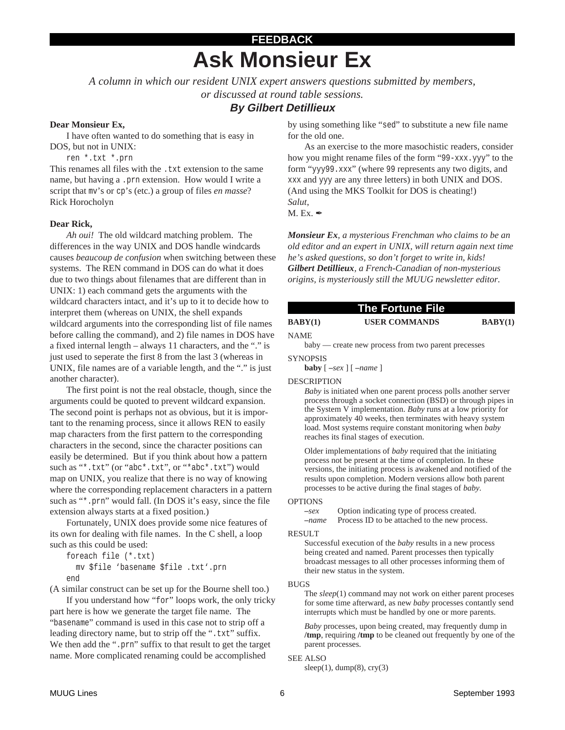**FEEDBACK**

# Ask Monsieur Ex

*A column in which our resident UNIX expert answers questions submitted by members, or discussed at round table sessions.*

***By Gilbert Detillieux***

**Dear Monsieur Ex,**

I have often wanted to do something that is easy in DOS, but not in UNIX:

```
ren *.txt *.prn
```

This renames all files with the `.txt` extension to the same name, but having a `.prn` extension. How would I write a script that `mv`'s or `cp`'s (etc.) a group of files *en masse*?
Rick Horocholyn

**Dear Rick,**

*Ah oui!* The old wildcard matching problem. The differences in the way UNIX and DOS handle windcards causes *beaucoup de confusion* when switching between these systems. The REN command in DOS can do what it does due to two things about filenames that are different than in UNIX: 1) each command gets the arguments with the wildcard characters intact, and it's up to it to decide how to interpret them (whereas on UNIX, the shell expands wildcard arguments into the corresponding list of file names before calling the command), and 2) file names in DOS have a fixed internal length – always 11 characters, and the "." is just used to seperate the first 8 from the last 3 (whereas in UNIX, file names are of a variable length, and the "." is just another character).

The first point is not the real obstacle, though, since the arguments could be quoted to prevent wildcard expansion. The second point is perhaps not as obvious, but it is important to the renaming process, since it allows REN to easily map characters from the first pattern to the corresponding characters in the second, since the character positions can easily be determined. But if you think about how a pattern such as "`*.txt`" (or "`abc*.txt`", or "`*abc*.txt`") would map on UNIX, you realize that there is no way of knowing where the corresponding replacement characters in a pattern such as "`*.prn`" would fall. (In DOS it's easy, since the file extension always starts at a fixed position.)

Fortunately, UNIX does provide some nice features of its own for dealing with file names. In the C shell, a loop such as this could be used:

```
foreach file (*.txt)
  mv $file `basename $file .txt`.prn
end
```

(A similar construct can be set up for the Bourne shell too.)

If you understand how "`for`" loops work, the only tricky part here is how we generate the target file name. The "`basename`" command is used in this case not to strip off a leading directory name, but to strip off the "`.txt`" suffix. We then add the "`.prn`" suffix to that result to get the target name. More complicated renaming could be accomplished by using something like "`sed`" to substitute a new file name for the old one.

As an exercise to the more masochistic readers, consider how you might rename files of the form "`99-xxx.yyy`" to the form "`yyy99.xxx`" (where `99` represents any two digits, and `xxx` and `yyy` are any three letters) in both UNIX and DOS. (And using the MKS Toolkit for DOS is cheating!)
*Salut*,
M. Ex. ✒

***Monsieur Ex**, a mysterious Frenchman who claims to be an old editor and an expert in UNIX, will return again next time he's asked questions, so don't forget to write in, kids!*
***Gilbert Detillieux**, a French-Canadian of non-mysterious origins, is mysteriously still the MUUG newsletter editor.*

## The Fortune File

**BABY(1)** — **USER COMMANDS** — **BABY(1)**

NAME

baby — create new process from two parent processes

SYNOPSIS

**baby** [ *–sex* ] [ *–name* ]

DESCRIPTION

*Baby* is initiated when one parent process polls another server process through a socket connection (BSD) or through pipes in the System V implementation. *Baby* runs at a low priority for approximately 40 weeks, then terminates with heavy system load. Most systems require constant monitoring when *baby* reaches its final stages of execution.

Older implementations of *baby* required that the initiating process not be present at the time of completion. In these versions, the initiating process is awakened and notified of the results upon completion. Modern versions allow both parent processes to be active during the final stages of *baby*.

OPTIONS

*–sex* Option indicating type of process created.
*–name* Process ID to be attached to the new process.

RESULT

Successful execution of the *baby* results in a new process being created and named. Parent processes then typically broadcast messages to all other processes informing them of their new status in the system.

BUGS

The *sleep*(1) command may not work on either parent proceses for some time afterward, as new *baby* processes contantly send interrupts which must be handled by one or more parents.

*Baby* processes, upon being created, may frequently dump in **/tmp**, requiring **/tmp** to be cleaned out frequently by one of the parent processes.

SEE ALSO

sleep(1), dump(8), cry(3)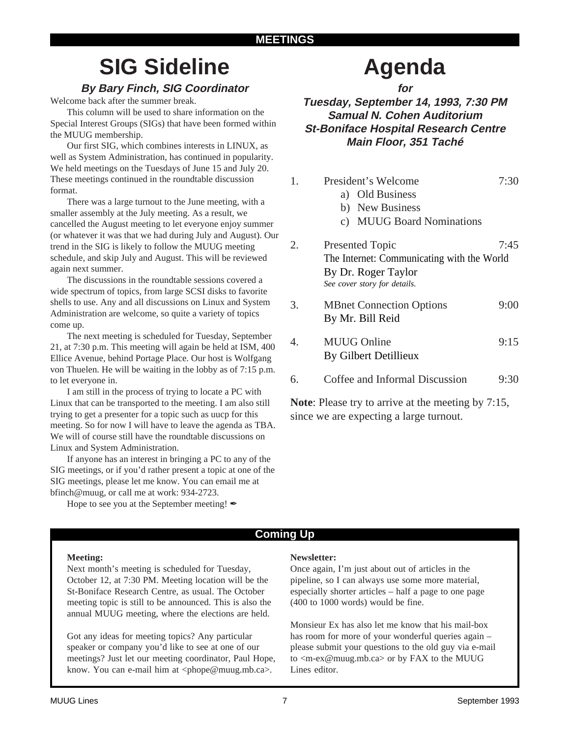**MEETINGS**

# SIG Sideline

### *By Bary Finch, SIG Coordinator*

Welcome back after the summer break.

This column will be used to share information on the Special Interest Groups (SIGs) that have been formed within the MUUG membership.

Our first SIG, which combines interests in LINUX, as well as System Administration, has continued in popularity. We held meetings on the Tuesdays of June 15 and July 20. These meetings continued in the roundtable discussion format.

There was a large turnout to the June meeting, with a smaller assembly at the July meeting. As a result, we cancelled the August meeting to let everyone enjoy summer (or whatever it was that we had during July and August). Our trend in the SIG is likely to follow the MUUG meeting schedule, and skip July and August. This will be reviewed again next summer.

The discussions in the roundtable sessions covered a wide spectrum of topics, from large SCSI disks to favorite shells to use. Any and all discussions on Linux and System Administration are welcome, so quite a variety of topics come up.

The next meeting is scheduled for Tuesday, September 21, at 7:30 p.m. This meeting will again be held at ISM, 400 Ellice Avenue, behind Portage Place. Our host is Wolfgang von Thuelen. He will be waiting in the lobby as of 7:15 p.m. to let everyone in.

I am still in the process of trying to locate a PC with Linux that can be transported to the meeting. I am also still trying to get a presenter for a topic such as uucp for this meeting. So for now I will have to leave the agenda as TBA. We will of course still have the roundtable discussions on Linux and System Administration.

If anyone has an interest in bringing a PC to any of the SIG meetings, or if you'd rather present a topic at one of the SIG meetings, please let me know. You can email me at bfinch@muug, or call me at work: 934-2723.

Hope to see you at the September meeting! ✒

# Agenda

### *for*
### *Tuesday, September 14, 1993, 7:30 PM*
### *Samual N. Cohen Auditorium*
### *St-Boniface Hospital Research Centre*
### *Main Floor, 351 Taché*

1. President's Welcome — 7:30
   a) Old Business
   b) New Business
   c) MUUG Board Nominations
2. Presented Topic — 7:45
   The Internet: Communicating with the World
   By Dr. Roger Taylor
   *See cover story for details.*
3. MBnet Connection Options — 9:00
   By Mr. Bill Reid
4. MUUG Online — 9:15
   By Gilbert Detillieux
6. Coffee and Informal Discussion — 9:30

**Note**: Please try to arrive at the meeting by 7:15, since we are expecting a large turnout.

## Coming Up

**Meeting:**

Next month's meeting is scheduled for Tuesday, October 12, at 7:30 PM. Meeting location will be the St-Boniface Research Centre, as usual. The October meeting topic is still to be announced. This is also the annual MUUG meeting, where the elections are held.

Got any ideas for meeting topics? Any particular speaker or company you'd like to see at one of our meetings? Just let our meeting coordinator, Paul Hope, know. You can e-mail him at <phope@muug.mb.ca>.

**Newsletter:**

Once again, I'm just about out of articles in the pipeline, so I can always use some more material, especially shorter articles – half a page to one page (400 to 1000 words) would be fine.

Monsieur Ex has also let me know that his mail-box has room for more of your wonderful queries again – please submit your questions to the old guy via e-mail to <m-ex@muug.mb.ca> or by FAX to the MUUG Lines editor.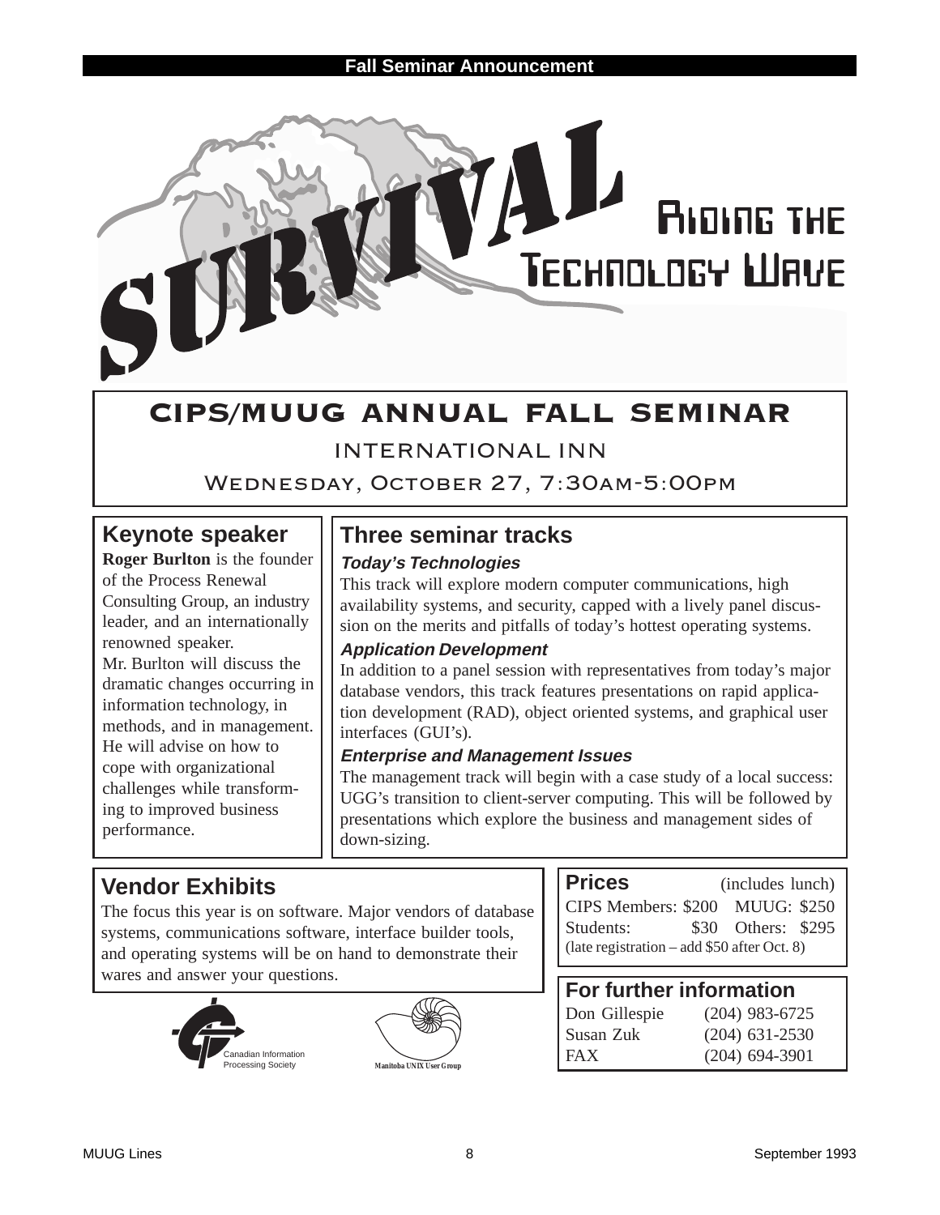Fall Seminar Announcement

# SURVIVAL

## Riding the Technology Wave

# CIPS/MUUG ANNUAL FALL SEMINAR

INTERNATIONAL INN

Wednesday, October 27, 7:30am-5:00pm

## Keynote speaker

**Roger Burlton** is the founder of the Process Renewal Consulting Group, an industry leader, and an internationally renowned speaker.

Mr. Burlton will discuss the dramatic changes occurring in information technology, in methods, and in management. He will advise on how to cope with organizational challenges while transforming to improved business performance.

## Three seminar tracks

### *Today's Technologies*

This track will explore modern computer communications, high availability systems, and security, capped with a lively panel discussion on the merits and pitfalls of today's hottest operating systems.

### *Application Development*

In addition to a panel session with representatives from today's major database vendors, this track features presentations on rapid application development (RAD), object oriented systems, and graphical user interfaces (GUI's).

### *Enterprise and Management Issues*

The management track will begin with a case study of a local success: UGG's transition to client-server computing. This will be followed by presentations which explore the business and management sides of down-sizing.

## Vendor Exhibits

The focus this year is on software. Major vendors of database systems, communications software, interface builder tools, and operating systems will be on hand to demonstrate their wares and answer your questions.

Canadian Information Processing Society

Manitoba UNIX User Group

## Prices

(includes lunch)

| | | | |
|---|---|---|---|
| CIPS Members: | $200 | MUUG: | $250 |
| Students: | $30 | Others: | $295 |

(late registration – add $50 after Oct. 8)

## For further information

| | |
|---|---|
| Don Gillespie | (204) 983-6725 |
| Susan Zuk | (204) 631-2530 |
| FAX | (204) 694-3901 |